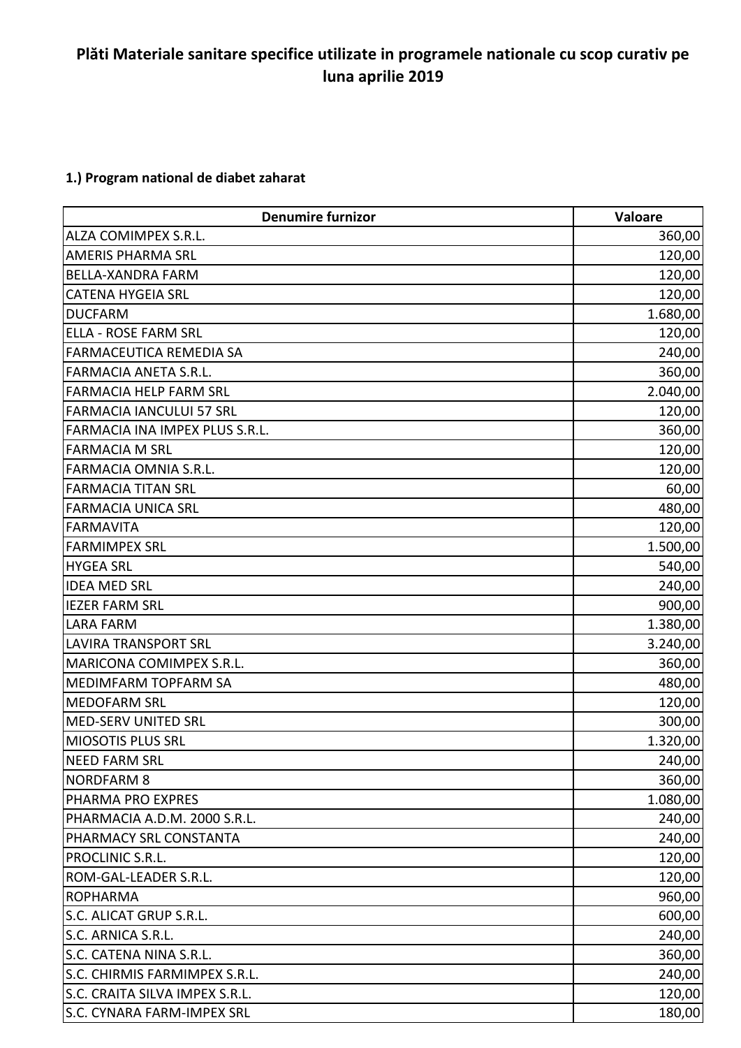**Plăti Materiale sanitare specifice utilizate in programele nationale cu scop curativ pe luna aprilie 2019**

**1.) Program national de diabet zaharat**

| Denumire furnizor | Valoare |
| --- | ---: |
| ALZA COMIMPEX S.R.L. | 360,00 |
| AMERIS PHARMA SRL | 120,00 |
| BELLA-XANDRA FARM | 120,00 |
| CATENA HYGEIA SRL | 120,00 |
| DUCFARM | 1.680,00 |
| ELLA - ROSE FARM SRL | 120,00 |
| FARMACEUTICA REMEDIA SA | 240,00 |
| FARMACIA ANETA S.R.L. | 360,00 |
| FARMACIA HELP FARM SRL | 2.040,00 |
| FARMACIA IANCULUI 57 SRL | 120,00 |
| FARMACIA INA IMPEX PLUS S.R.L. | 360,00 |
| FARMACIA M SRL | 120,00 |
| FARMACIA OMNIA S.R.L. | 120,00 |
| FARMACIA TITAN SRL | 60,00 |
| FARMACIA UNICA SRL | 480,00 |
| FARMAVITA | 120,00 |
| FARMIMPEX SRL | 1.500,00 |
| HYGEA SRL | 540,00 |
| IDEA MED SRL | 240,00 |
| IEZER FARM SRL | 900,00 |
| LARA FARM | 1.380,00 |
| LAVIRA TRANSPORT SRL | 3.240,00 |
| MARICONA COMIMPEX S.R.L. | 360,00 |
| MEDIMFARM TOPFARM SA | 480,00 |
| MEDOFARM SRL | 120,00 |
| MED-SERV UNITED SRL | 300,00 |
| MIOSOTIS PLUS SRL | 1.320,00 |
| NEED FARM SRL | 240,00 |
| NORDFARM 8 | 360,00 |
| PHARMA PRO EXPRES | 1.080,00 |
| PHARMACIA A.D.M. 2000 S.R.L. | 240,00 |
| PHARMACY SRL CONSTANTA | 240,00 |
| PROCLINIC S.R.L. | 120,00 |
| ROM-GAL-LEADER S.R.L. | 120,00 |
| ROPHARMA | 960,00 |
| S.C. ALICAT GRUP S.R.L. | 600,00 |
| S.C. ARNICA S.R.L. | 240,00 |
| S.C. CATENA NINA S.R.L. | 360,00 |
| S.C. CHIRMIS FARMIMPEX S.R.L. | 240,00 |
| S.C. CRAITA SILVA IMPEX S.R.L. | 120,00 |
| S.C. CYNARA FARM-IMPEX SRL | 180,00 |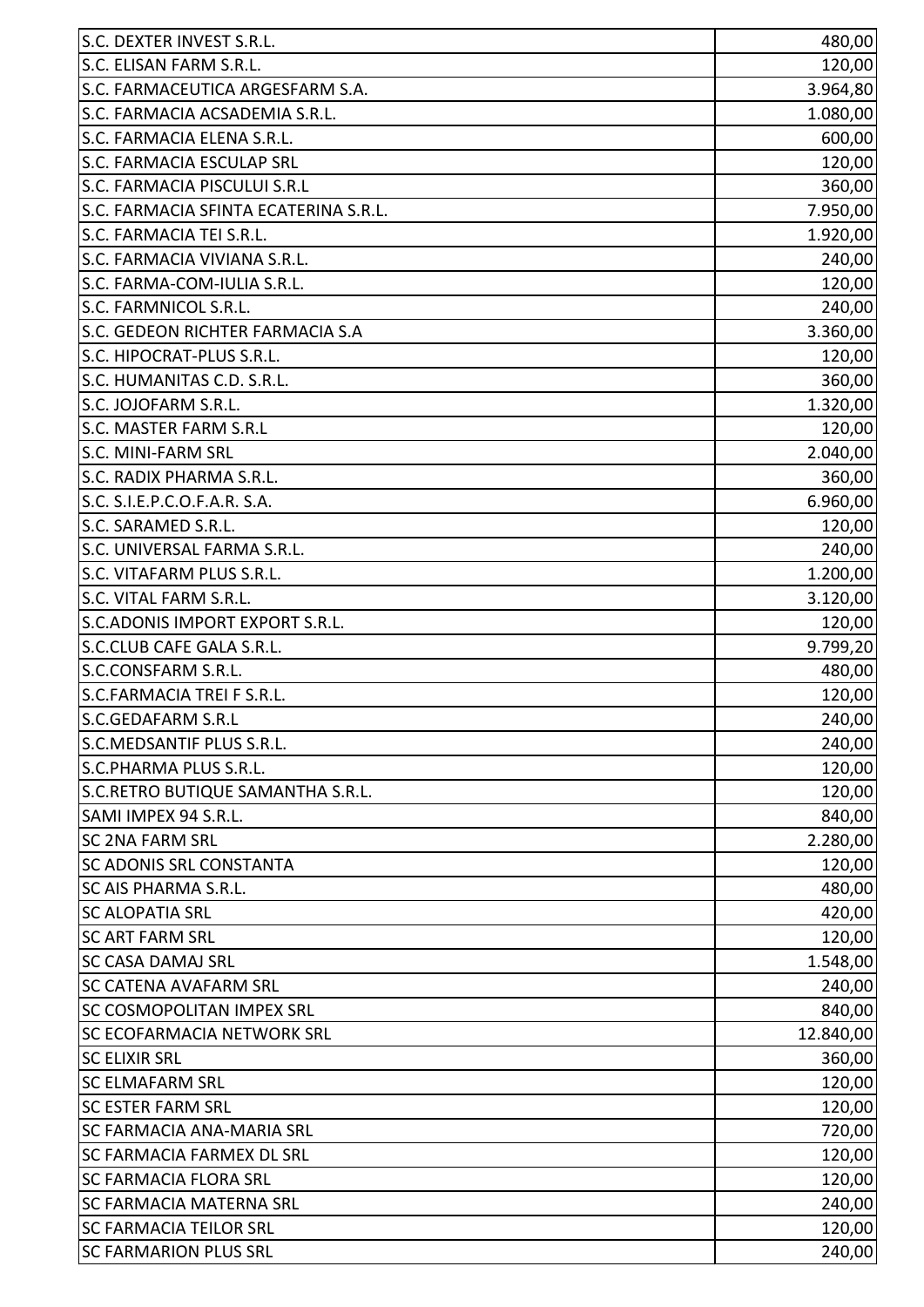| | |
|---|---|
| S.C. DEXTER INVEST S.R.L. | 480,00 |
| S.C. ELISAN FARM S.R.L. | 120,00 |
| S.C. FARMACEUTICA ARGESFARM S.A. | 3.964,80 |
| S.C. FARMACIA ACSADEMIA S.R.L. | 1.080,00 |
| S.C. FARMACIA ELENA S.R.L. | 600,00 |
| S.C. FARMACIA ESCULAP SRL | 120,00 |
| S.C. FARMACIA PISCULUI S.R.L | 360,00 |
| S.C. FARMACIA SFINTA ECATERINA S.R.L. | 7.950,00 |
| S.C. FARMACIA TEI S.R.L. | 1.920,00 |
| S.C. FARMACIA VIVIANA S.R.L. | 240,00 |
| S.C. FARMA-COM-IULIA S.R.L. | 120,00 |
| S.C. FARMNICOL S.R.L. | 240,00 |
| S.C. GEDEON RICHTER FARMACIA S.A | 3.360,00 |
| S.C. HIPOCRAT-PLUS S.R.L. | 120,00 |
| S.C. HUMANITAS C.D. S.R.L. | 360,00 |
| S.C. JOJOFARM S.R.L. | 1.320,00 |
| S.C. MASTER FARM S.R.L | 120,00 |
| S.C. MINI-FARM SRL | 2.040,00 |
| S.C. RADIX PHARMA S.R.L. | 360,00 |
| S.C. S.I.E.P.C.O.F.A.R. S.A. | 6.960,00 |
| S.C. SARAMED S.R.L. | 120,00 |
| S.C. UNIVERSAL FARMA S.R.L. | 240,00 |
| S.C. VITAFARM PLUS S.R.L. | 1.200,00 |
| S.C. VITAL FARM S.R.L. | 3.120,00 |
| S.C.ADONIS IMPORT EXPORT S.R.L. | 120,00 |
| S.C.CLUB CAFE GALA S.R.L. | 9.799,20 |
| S.C.CONSFARM S.R.L. | 480,00 |
| S.C.FARMACIA TREI F S.R.L. | 120,00 |
| S.C.GEDAFARM S.R.L | 240,00 |
| S.C.MEDSANTIF PLUS S.R.L. | 240,00 |
| S.C.PHARMA PLUS S.R.L. | 120,00 |
| S.C.RETRO BUTIQUE SAMANTHA S.R.L. | 120,00 |
| SAMI IMPEX 94 S.R.L. | 840,00 |
| SC 2NA FARM SRL | 2.280,00 |
| SC ADONIS SRL CONSTANTA | 120,00 |
| SC AIS PHARMA S.R.L. | 480,00 |
| SC ALOPATIA SRL | 420,00 |
| SC ART FARM SRL | 120,00 |
| SC CASA DAMAJ SRL | 1.548,00 |
| SC CATENA AVAFARM SRL | 240,00 |
| SC COSMOPOLITAN IMPEX SRL | 840,00 |
| SC ECOFARMACIA NETWORK SRL | 12.840,00 |
| SC ELIXIR SRL | 360,00 |
| SC ELMAFARM SRL | 120,00 |
| SC ESTER FARM SRL | 120,00 |
| SC FARMACIA ANA-MARIA SRL | 720,00 |
| SC FARMACIA FARMEX DL SRL | 120,00 |
| SC FARMACIA FLORA SRL | 120,00 |
| SC FARMACIA MATERNA SRL | 240,00 |
| SC FARMACIA TEILOR SRL | 120,00 |
| SC FARMARION PLUS SRL | 240,00 |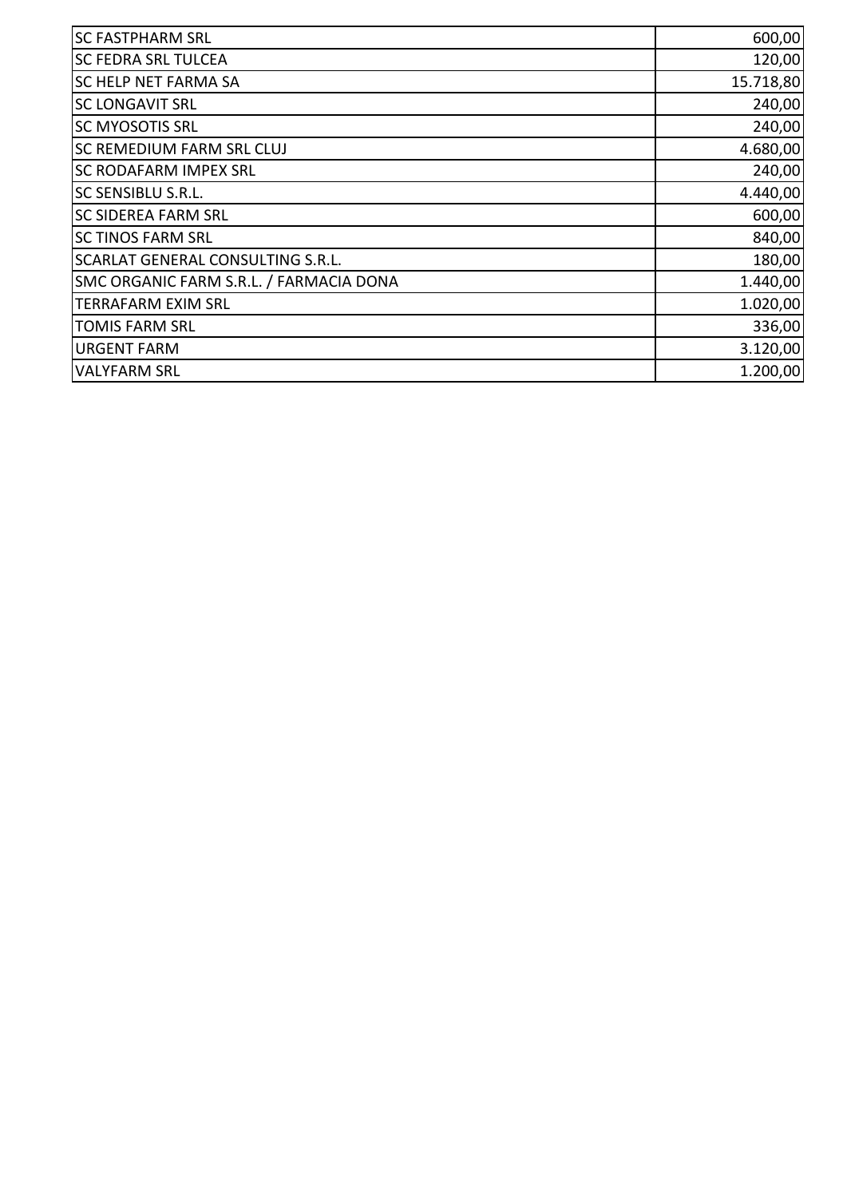| | |
|---|---|
| SC FASTPHARM SRL | 600,00 |
| SC FEDRA SRL TULCEA | 120,00 |
| SC HELP NET FARMA SA | 15.718,80 |
| SC LONGAVIT SRL | 240,00 |
| SC MYOSOTIS SRL | 240,00 |
| SC REMEDIUM FARM SRL CLUJ | 4.680,00 |
| SC RODAFARM IMPEX SRL | 240,00 |
| SC SENSIBLU S.R.L. | 4.440,00 |
| SC SIDEREA FARM SRL | 600,00 |
| SC TINOS FARM SRL | 840,00 |
| SCARLAT GENERAL CONSULTING S.R.L. | 180,00 |
| SMC ORGANIC FARM S.R.L. / FARMACIA DONA | 1.440,00 |
| TERRAFARM EXIM SRL | 1.020,00 |
| TOMIS FARM SRL | 336,00 |
| URGENT FARM | 3.120,00 |
| VALYFARM SRL | 1.200,00 |